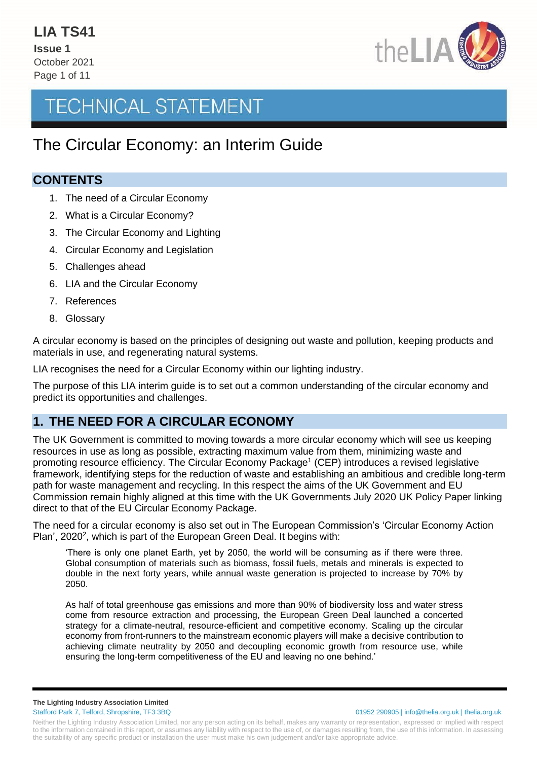**LIA TS41**
**Issue 1**
October 2021

# TECHNICAL STATEMENT

# The Circular Economy: an Interim Guide

## CONTENTS

1. The need of a Circular Economy
2. What is a Circular Economy?
3. The Circular Economy and Lighting
4. Circular Economy and Legislation
5. Challenges ahead
6. LIA and the Circular Economy
7. References
8. Glossary

A circular economy is based on the principles of designing out waste and pollution, keeping products and materials in use, and regenerating natural systems.

LIA recognises the need for a Circular Economy within our lighting industry.

The purpose of this LIA interim guide is to set out a common understanding of the circular economy and predict its opportunities and challenges.

## 1. THE NEED FOR A CIRCULAR ECONOMY

The UK Government is committed to moving towards a more circular economy which will see us keeping resources in use as long as possible, extracting maximum value from them, minimizing waste and promoting resource efficiency. The Circular Economy Package[1] (CEP) introduces a revised legislative framework, identifying steps for the reduction of waste and establishing an ambitious and credible long-term path for waste management and recycling. In this respect the aims of the UK Government and EU Commission remain highly aligned at this time with the UK Governments July 2020 UK Policy Paper linking direct to that of the EU Circular Economy Package.

The need for a circular economy is also set out in The European Commission's 'Circular Economy Action Plan', 2020[2], which is part of the European Green Deal. It begins with:

> 'There is only one planet Earth, yet by 2050, the world will be consuming as if there were three. Global consumption of materials such as biomass, fossil fuels, metals and minerals is expected to double in the next forty years, while annual waste generation is projected to increase by 70% by 2050.
>
> As half of total greenhouse gas emissions and more than 90% of biodiversity loss and water stress come from resource extraction and processing, the European Green Deal launched a concerted strategy for a climate-neutral, resource-efficient and competitive economy. Scaling up the circular economy from front-runners to the mainstream economic players will make a decisive contribution to achieving climate neutrality by 2050 and decoupling economic growth from resource use, while ensuring the long-term competitiveness of the EU and leaving no one behind.'

**The Lighting Industry Association Limited**
Stafford Park 7, Telford, Shropshire, TF3 3BQ — 01952 290905 | info@thelia.org.uk | thelia.org.uk

Neither the Lighting Industry Association Limited, nor any person acting on its behalf, makes any warranty or representation, expressed or implied with respect to the information contained in this report, or assumes any liability with respect to the use of, or damages resulting from, the use of this information. In assessing the suitability of any specific product or installation the user must make his own judgement and/or take appropriate advice.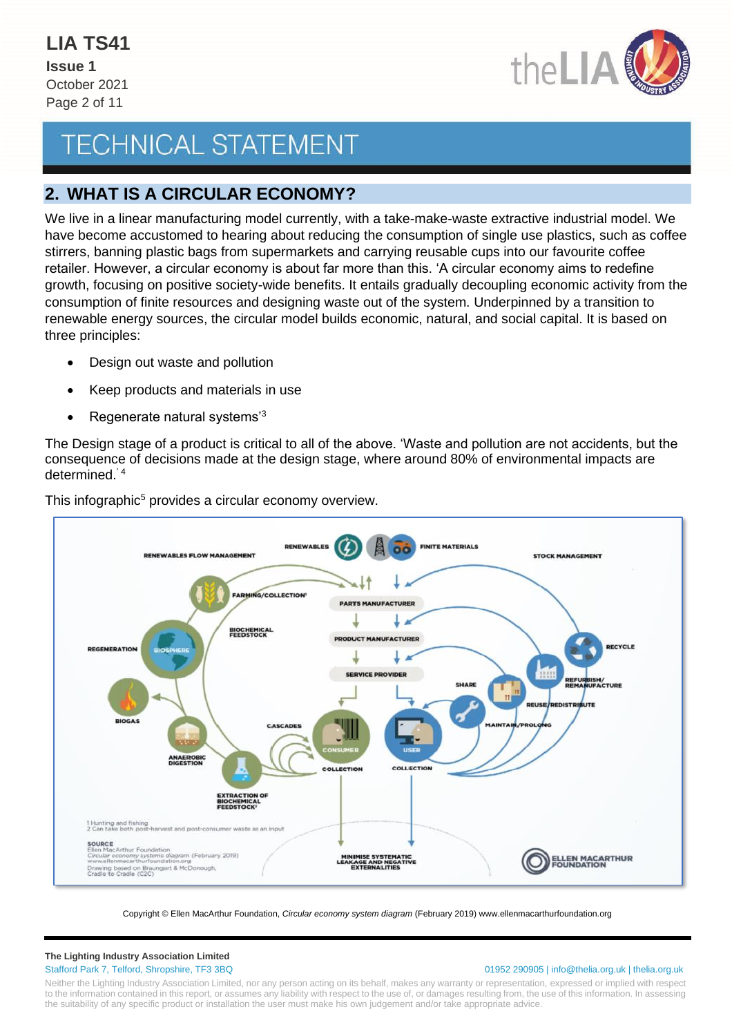## 2. WHAT IS A CIRCULAR ECONOMY?

We live in a linear manufacturing model currently, with a take-make-waste extractive industrial model. We have become accustomed to hearing about reducing the consumption of single use plastics, such as coffee stirrers, banning plastic bags from supermarkets and carrying reusable cups into our favourite coffee retailer. However, a circular economy is about far more than this. 'A circular economy aims to redefine growth, focusing on positive society-wide benefits. It entails gradually decoupling economic activity from the consumption of finite resources and designing waste out of the system. Underpinned by a transition to renewable energy sources, the circular model builds economic, natural, and social capital. It is based on three principles:

- Design out waste and pollution
- Keep products and materials in use
- Regenerate natural systems'[3]

The Design stage of a product is critical to all of the above. 'Waste and pollution are not accidents, but the consequence of decisions made at the design stage, where around 80% of environmental impacts are determined.'[4]

This infographic[5] provides a circular economy overview.

Copyright © Ellen MacArthur Foundation, *Circular economy system diagram* (February 2019) www.ellenmacarthurfoundation.org

**The Lighting Industry Association Limited**
Stafford Park 7, Telford, Shropshire, TF3 3BQ
01952 290905 | info@thelia.org.uk | thelia.org.uk

Neither the Lighting Industry Association Limited, nor any person acting on its behalf, makes any warranty or representation, expressed or implied with respect to the information contained in this report, or assumes any liability with respect to the use of, or damages resulting from, the use of this information. In assessing the suitability of any specific product or installation the user must make his own judgement and/or take appropriate advice.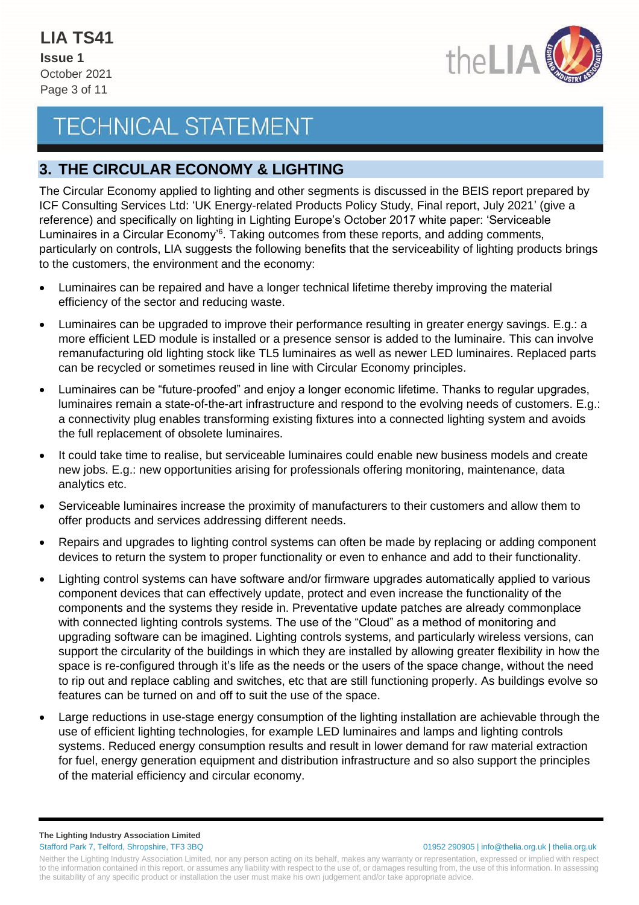## 3. THE CIRCULAR ECONOMY & LIGHTING

The Circular Economy applied to lighting and other segments is discussed in the BEIS report prepared by ICF Consulting Services Ltd: 'UK Energy-related Products Policy Study, Final report, July 2021' (give a reference) and specifically on lighting in Lighting Europe's October 2017 white paper: 'Serviceable Luminaires in a Circular Economy'[6]. Taking outcomes from these reports, and adding comments, particularly on controls, LIA suggests the following benefits that the serviceability of lighting products brings to the customers, the environment and the economy:

- Luminaires can be repaired and have a longer technical lifetime thereby improving the material efficiency of the sector and reducing waste.
- Luminaires can be upgraded to improve their performance resulting in greater energy savings. E.g.: a more efficient LED module is installed or a presence sensor is added to the luminaire. This can involve remanufacturing old lighting stock like TL5 luminaires as well as newer LED luminaires. Replaced parts can be recycled or sometimes reused in line with Circular Economy principles.
- Luminaires can be "future-proofed" and enjoy a longer economic lifetime. Thanks to regular upgrades, luminaires remain a state-of-the-art infrastructure and respond to the evolving needs of customers. E.g.: a connectivity plug enables transforming existing fixtures into a connected lighting system and avoids the full replacement of obsolete luminaires.
- It could take time to realise, but serviceable luminaires could enable new business models and create new jobs. E.g.: new opportunities arising for professionals offering monitoring, maintenance, data analytics etc.
- Serviceable luminaires increase the proximity of manufacturers to their customers and allow them to offer products and services addressing different needs.
- Repairs and upgrades to lighting control systems can often be made by replacing or adding component devices to return the system to proper functionality or even to enhance and add to their functionality.
- Lighting control systems can have software and/or firmware upgrades automatically applied to various component devices that can effectively update, protect and even increase the functionality of the components and the systems they reside in. Preventative update patches are already commonplace with connected lighting controls systems. The use of the "Cloud" as a method of monitoring and upgrading software can be imagined. Lighting controls systems, and particularly wireless versions, can support the circularity of the buildings in which they are installed by allowing greater flexibility in how the space is re-configured through it's life as the needs or the users of the space change, without the need to rip out and replace cabling and switches, etc that are still functioning properly. As buildings evolve so features can be turned on and off to suit the use of the space.
- Large reductions in use-stage energy consumption of the lighting installation are achievable through the use of efficient lighting technologies, for example LED luminaires and lamps and lighting controls systems. Reduced energy consumption results and result in lower demand for raw material extraction for fuel, energy generation equipment and distribution infrastructure and so also support the principles of the material efficiency and circular economy.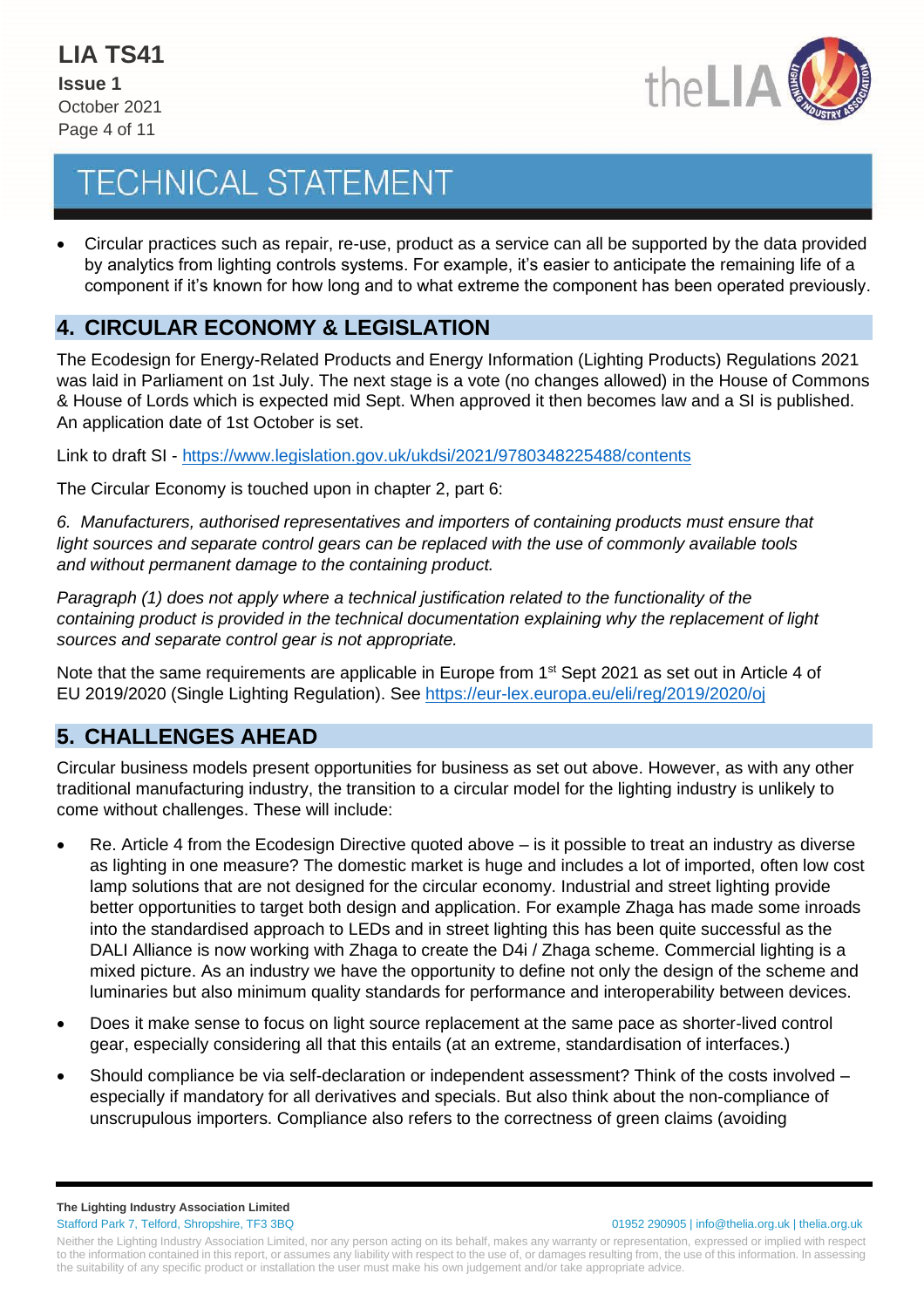- Circular practices such as repair, re-use, product as a service can all be supported by the data provided by analytics from lighting controls systems. For example, it's easier to anticipate the remaining life of a component if it's known for how long and to what extreme the component has been operated previously.

## 4. CIRCULAR ECONOMY & LEGISLATION

The Ecodesign for Energy-Related Products and Energy Information (Lighting Products) Regulations 2021 was laid in Parliament on 1st July. The next stage is a vote (no changes allowed) in the House of Commons & House of Lords which is expected mid Sept. When approved it then becomes law and a SI is published. An application date of 1st October is set.

Link to draft SI - https://www.legislation.gov.uk/ukdsi/2021/9780348225488/contents

The Circular Economy is touched upon in chapter 2, part 6:

*6. Manufacturers, authorised representatives and importers of containing products must ensure that light sources and separate control gears can be replaced with the use of commonly available tools and without permanent damage to the containing product.*

*Paragraph (1) does not apply where a technical justification related to the functionality of the containing product is provided in the technical documentation explaining why the replacement of light sources and separate control gear is not appropriate.*

Note that the same requirements are applicable in Europe from 1st Sept 2021 as set out in Article 4 of EU 2019/2020 (Single Lighting Regulation). See https://eur-lex.europa.eu/eli/reg/2019/2020/oj

## 5. CHALLENGES AHEAD

Circular business models present opportunities for business as set out above. However, as with any other traditional manufacturing industry, the transition to a circular model for the lighting industry is unlikely to come without challenges. These will include:

- Re. Article 4 from the Ecodesign Directive quoted above – is it possible to treat an industry as diverse as lighting in one measure? The domestic market is huge and includes a lot of imported, often low cost lamp solutions that are not designed for the circular economy. Industrial and street lighting provide better opportunities to target both design and application. For example Zhaga has made some inroads into the standardised approach to LEDs and in street lighting this has been quite successful as the DALI Alliance is now working with Zhaga to create the D4i / Zhaga scheme. Commercial lighting is a mixed picture. As an industry we have the opportunity to define not only the design of the scheme and luminaries but also minimum quality standards for performance and interoperability between devices.
- Does it make sense to focus on light source replacement at the same pace as shorter-lived control gear, especially considering all that this entails (at an extreme, standardisation of interfaces.)
- Should compliance be via self-declaration or independent assessment? Think of the costs involved – especially if mandatory for all derivatives and specials. But also think about the non-compliance of unscrupulous importers. Compliance also refers to the correctness of green claims (avoiding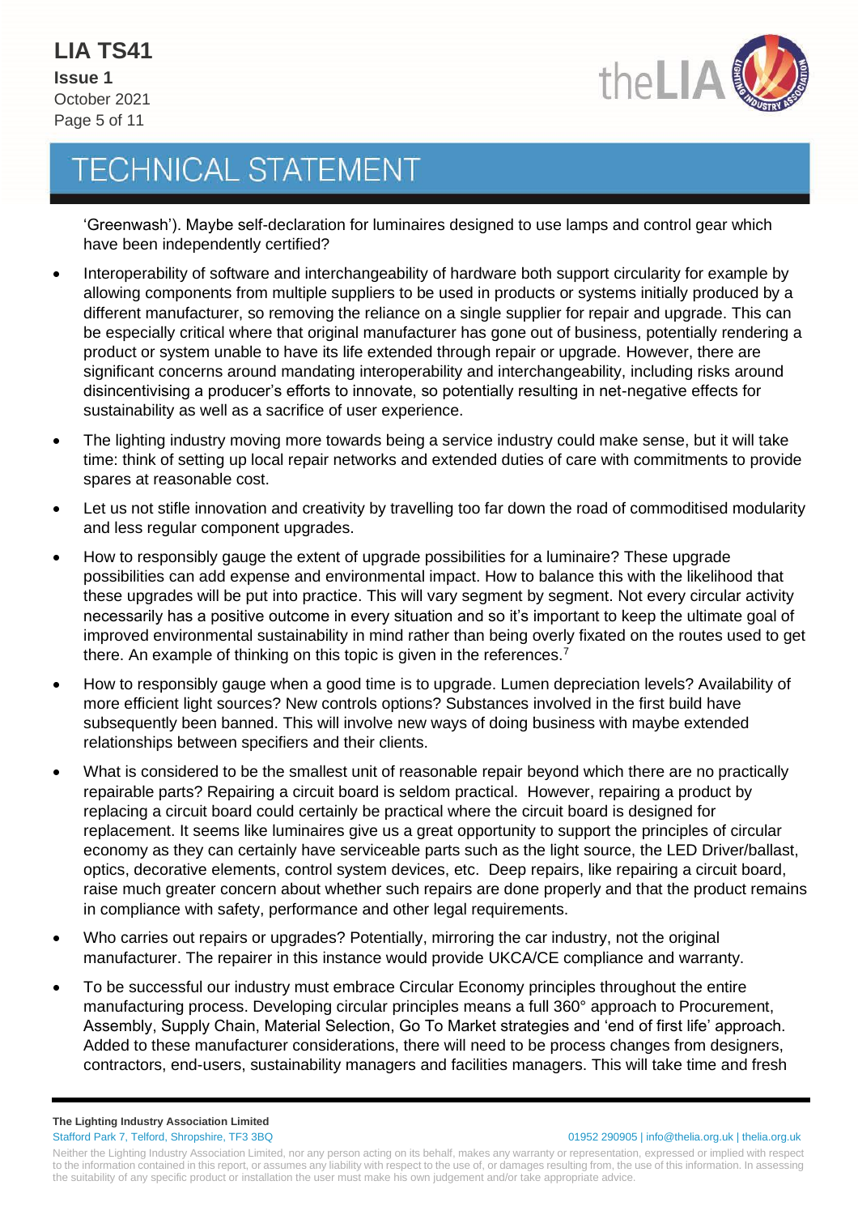'Greenwash'). Maybe self-declaration for luminaires designed to use lamps and control gear which have been independently certified?

- Interoperability of software and interchangeability of hardware both support circularity for example by allowing components from multiple suppliers to be used in products or systems initially produced by a different manufacturer, so removing the reliance on a single supplier for repair and upgrade. This can be especially critical where that original manufacturer has gone out of business, potentially rendering a product or system unable to have its life extended through repair or upgrade. However, there are significant concerns around mandating interoperability and interchangeability, including risks around disincentivising a producer's efforts to innovate, so potentially resulting in net-negative effects for sustainability as well as a sacrifice of user experience.
- The lighting industry moving more towards being a service industry could make sense, but it will take time: think of setting up local repair networks and extended duties of care with commitments to provide spares at reasonable cost.
- Let us not stifle innovation and creativity by travelling too far down the road of commoditised modularity and less regular component upgrades.
- How to responsibly gauge the extent of upgrade possibilities for a luminaire? These upgrade possibilities can add expense and environmental impact. How to balance this with the likelihood that these upgrades will be put into practice. This will vary segment by segment. Not every circular activity necessarily has a positive outcome in every situation and so it's important to keep the ultimate goal of improved environmental sustainability in mind rather than being overly fixated on the routes used to get there. An example of thinking on this topic is given in the references.[7]
- How to responsibly gauge when a good time is to upgrade. Lumen depreciation levels? Availability of more efficient light sources? New controls options? Substances involved in the first build have subsequently been banned. This will involve new ways of doing business with maybe extended relationships between specifiers and their clients.
- What is considered to be the smallest unit of reasonable repair beyond which there are no practically repairable parts? Repairing a circuit board is seldom practical. However, repairing a product by replacing a circuit board could certainly be practical where the circuit board is designed for replacement. It seems like luminaires give us a great opportunity to support the principles of circular economy as they can certainly have serviceable parts such as the light source, the LED Driver/ballast, optics, decorative elements, control system devices, etc. Deep repairs, like repairing a circuit board, raise much greater concern about whether such repairs are done properly and that the product remains in compliance with safety, performance and other legal requirements.
- Who carries out repairs or upgrades? Potentially, mirroring the car industry, not the original manufacturer. The repairer in this instance would provide UKCA/CE compliance and warranty.
- To be successful our industry must embrace Circular Economy principles throughout the entire manufacturing process. Developing circular principles means a full 360° approach to Procurement, Assembly, Supply Chain, Material Selection, Go To Market strategies and 'end of first life' approach. Added to these manufacturer considerations, there will need to be process changes from designers, contractors, end-users, sustainability managers and facilities managers. This will take time and fresh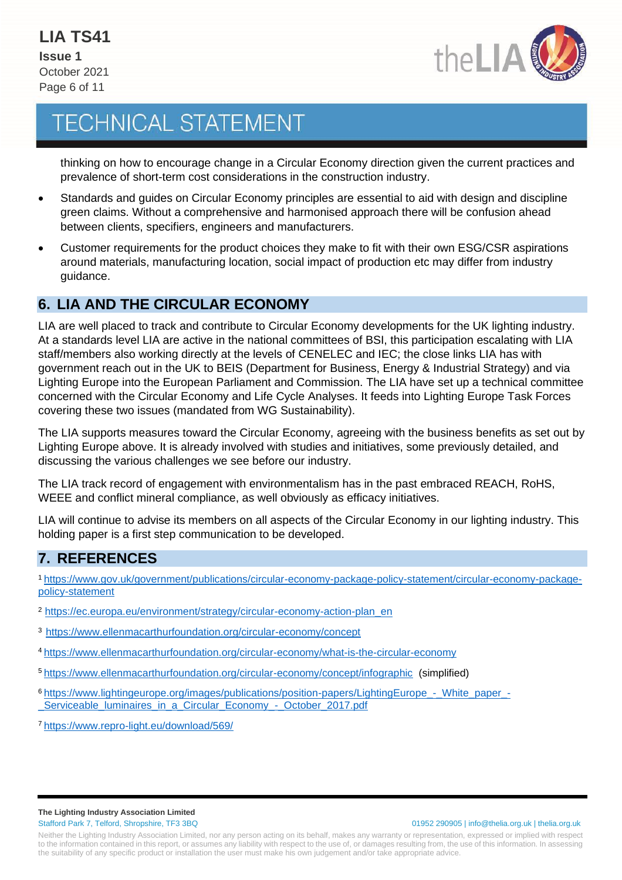thinking on how to encourage change in a Circular Economy direction given the current practices and prevalence of short-term cost considerations in the construction industry.

- Standards and guides on Circular Economy principles are essential to aid with design and discipline green claims. Without a comprehensive and harmonised approach there will be confusion ahead between clients, specifiers, engineers and manufacturers.
- Customer requirements for the product choices they make to fit with their own ESG/CSR aspirations around materials, manufacturing location, social impact of production etc may differ from industry guidance.

## 6. LIA AND THE CIRCULAR ECONOMY

LIA are well placed to track and contribute to Circular Economy developments for the UK lighting industry. At a standards level LIA are active in the national committees of BSI, this participation escalating with LIA staff/members also working directly at the levels of CENELEC and IEC; the close links LIA has with government reach out in the UK to BEIS (Department for Business, Energy & Industrial Strategy) and via Lighting Europe into the European Parliament and Commission. The LIA have set up a technical committee concerned with the Circular Economy and Life Cycle Analyses. It feeds into Lighting Europe Task Forces covering these two issues (mandated from WG Sustainability).

The LIA supports measures toward the Circular Economy, agreeing with the business benefits as set out by Lighting Europe above. It is already involved with studies and initiatives, some previously detailed, and discussing the various challenges we see before our industry.

The LIA track record of engagement with environmentalism has in the past embraced REACH, RoHS, WEEE and conflict mineral compliance, as well obviously as efficacy initiatives.

LIA will continue to advise its members on all aspects of the Circular Economy in our lighting industry. This holding paper is a first step communication to be developed.

## 7. REFERENCES

[1] https://www.gov.uk/government/publications/circular-economy-package-policy-statement/circular-economy-package-policy-statement

[2] https://ec.europa.eu/environment/strategy/circular-economy-action-plan_en

[3] https://www.ellenmacarthurfoundation.org/circular-economy/concept

[4] https://www.ellenmacarthurfoundation.org/circular-economy/what-is-the-circular-economy

[5] https://www.ellenmacarthurfoundation.org/circular-economy/concept/infographic (simplified)

[6] https://www.lightingeurope.org/images/publications/position-papers/LightingEurope_-_White_paper_-_Serviceable_luminaires_in_a_Circular_Economy_-_October_2017.pdf

[7] https://www.repro-light.eu/download/569/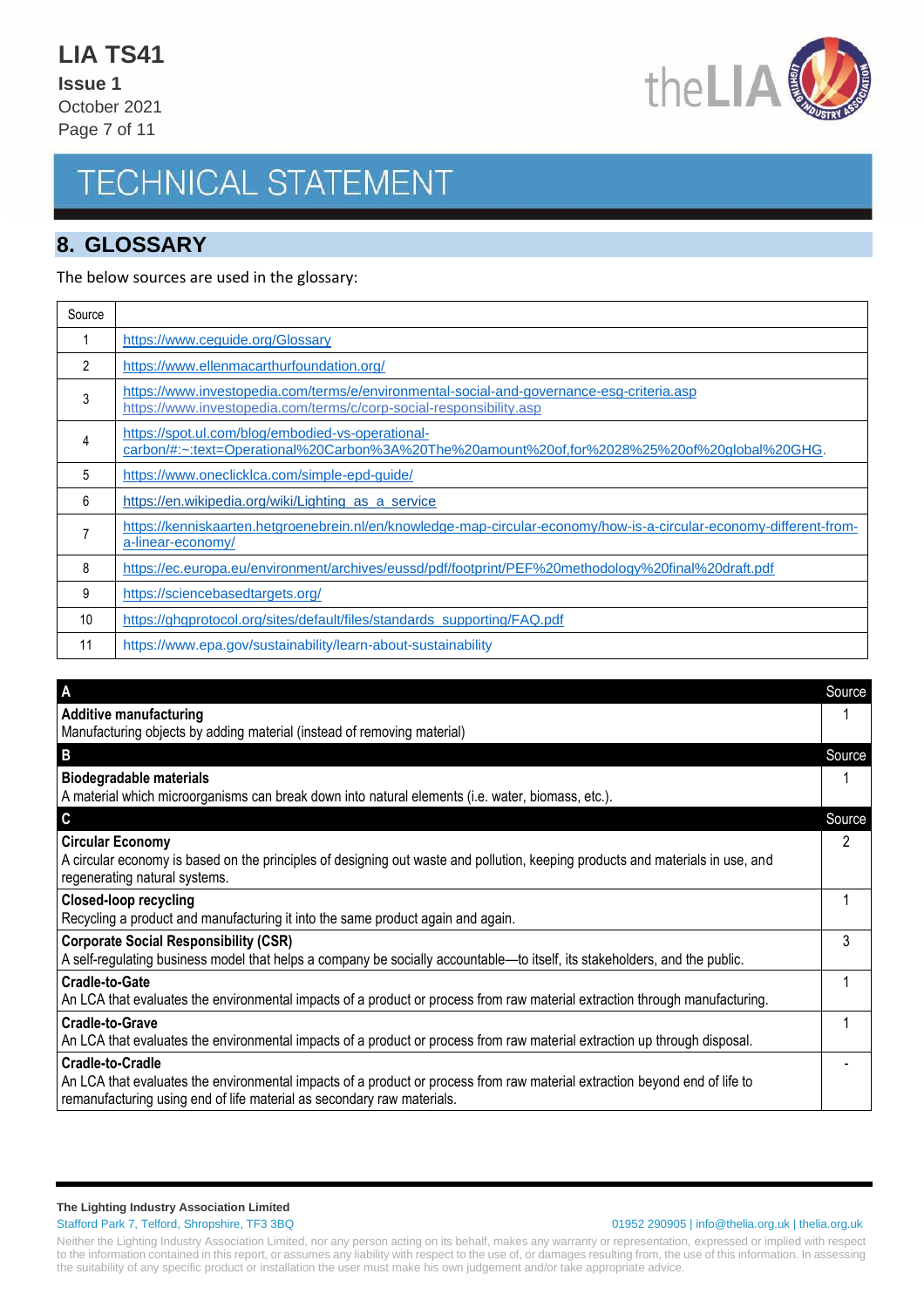## 8. GLOSSARY

The below sources are used in the glossary:

| Source | |
|---|---|
| 1 | https://www.ceguide.org/Glossary |
| 2 | https://www.ellenmacarthurfoundation.org/ |
| 3 | https://www.investopedia.com/terms/e/environmental-social-and-governance-esg-criteria.asp<br>https://www.investopedia.com/terms/c/corp-social-responsibility.asp |
| 4 | https://spot.ul.com/blog/embodied-vs-operational-carbon/#:~:text=Operational%20Carbon%3A%20The%20amount%20of,for%2028%25%20of%20global%20GHG. |
| 5 | https://www.oneclicklca.com/simple-epd-guide/ |
| 6 | https://en.wikipedia.org/wiki/Lighting_as_a_service |
| 7 | https://kenniskaarten.hetgroenebrein.nl/en/knowledge-map-circular-economy/how-is-a-circular-economy-different-from-a-linear-economy/ |
| 8 | https://ec.europa.eu/environment/archives/eussd/pdf/footprint/PEF%20methodology%20final%20draft.pdf |
| 9 | https://sciencebasedtargets.org/ |
| 10 | https://ghgprotocol.org/sites/default/files/standards_supporting/FAQ.pdf |
| 11 | https://www.epa.gov/sustainability/learn-about-sustainability |

| A | Source |
|---|---|
| **Additive manufacturing**<br>Manufacturing objects by adding material (instead of removing material) | 1 |
| **B** | **Source** |
| **Biodegradable materials**<br>A material which microorganisms can break down into natural elements (i.e. water, biomass, etc.). | 1 |
| **C** | **Source** |
| **Circular Economy**<br>A circular economy is based on the principles of designing out waste and pollution, keeping products and materials in use, and regenerating natural systems. | 2 |
| **Closed-loop recycling**<br>Recycling a product and manufacturing it into the same product again and again. | 1 |
| **Corporate Social Responsibility (CSR)**<br>A self-regulating business model that helps a company be socially accountable—to itself, its stakeholders, and the public. | 3 |
| **Cradle-to-Gate**<br>An LCA that evaluates the environmental impacts of a product or process from raw material extraction through manufacturing. | 1 |
| **Cradle-to-Grave**<br>An LCA that evaluates the environmental impacts of a product or process from raw material extraction up through disposal. | 1 |
| **Cradle-to-Cradle**<br>An LCA that evaluates the environmental impacts of a product or process from raw material extraction beyond end of life to remanufacturing using end of life material as secondary raw materials. | - |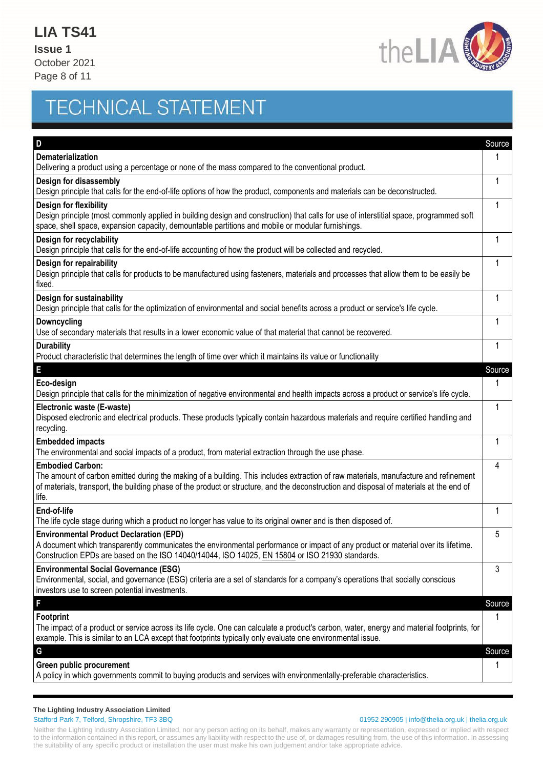# TECHNICAL STATEMENT

| D | Source |
|---|---|
| **Dematerialization**<br>Delivering a product using a percentage or none of the mass compared to the conventional product. | 1 |
| **Design for disassembly**<br>Design principle that calls for the end-of-life options of how the product, components and materials can be deconstructed. | 1 |
| **Design for flexibility**<br>Design principle (most commonly applied in building design and construction) that calls for use of interstitial space, programmed soft space, shell space, expansion capacity, demountable partitions and mobile or modular furnishings. | 1 |
| **Design for recyclability**<br>Design principle that calls for the end-of-life accounting of how the product will be collected and recycled. | 1 |
| **Design for repairability**<br>Design principle that calls for products to be manufactured using fasteners, materials and processes that allow them to be easily be fixed. | 1 |
| **Design for sustainability**<br>Design principle that calls for the optimization of environmental and social benefits across a product or service's life cycle. | 1 |
| **Downcycling**<br>Use of secondary materials that results in a lower economic value of that material that cannot be recovered. | 1 |
| **Durability**<br>Product characteristic that determines the length of time over which it maintains its value or functionality | 1 |
| **E** | **Source** |
| **Eco-design**<br>Design principle that calls for the minimization of negative environmental and health impacts across a product or service's life cycle. | 1 |
| **Electronic waste (E-waste)**<br>Disposed electronic and electrical products. These products typically contain hazardous materials and require certified handling and recycling. | 1 |
| **Embedded impacts**<br>The environmental and social impacts of a product, from material extraction through the use phase. | 1 |
| **Embodied Carbon:**<br>The amount of carbon emitted during the making of a building. This includes extraction of raw materials, manufacture and refinement of materials, transport, the building phase of the product or structure, and the deconstruction and disposal of materials at the end of life. | 4 |
| **End-of-life**<br>The life cycle stage during which a product no longer has value to its original owner and is then disposed of. | 1 |
| **Environmental Product Declaration (EPD)**<br>A document which transparently communicates the environmental performance or impact of any product or material over its lifetime. Construction EPDs are based on the ISO 14040/14044, ISO 14025, EN 15804 or ISO 21930 standards. | 5 |
| **Environmental Social Governance (ESG)**<br>Environmental, social, and governance (ESG) criteria are a set of standards for a company's operations that socially conscious investors use to screen potential investments. | 3 |
| **F** | **Source** |
| **Footprint**<br>The impact of a product or service across its life cycle. One can calculate a product's carbon, water, energy and material footprints, for example. This is similar to an LCA except that footprints typically only evaluate one environmental issue. | 1 |
| **G** | **Source** |
| **Green public procurement**<br>A policy in which governments commit to buying products and services with environmentally-preferable characteristics. | 1 |

**The Lighting Industry Association Limited**
Stafford Park 7, Telford, Shropshire, TF3 3BQ
01952 290905 | info@thelia.org.uk | thelia.org.uk

Neither the Lighting Industry Association Limited, nor any person acting on its behalf, makes any warranty or representation, expressed or implied with respect to the information contained in this report, or assumes any liability with respect to the use of, or damages resulting from, the use of this information. In assessing the suitability of any specific product or installation the user must make his own judgement and/or take appropriate advice.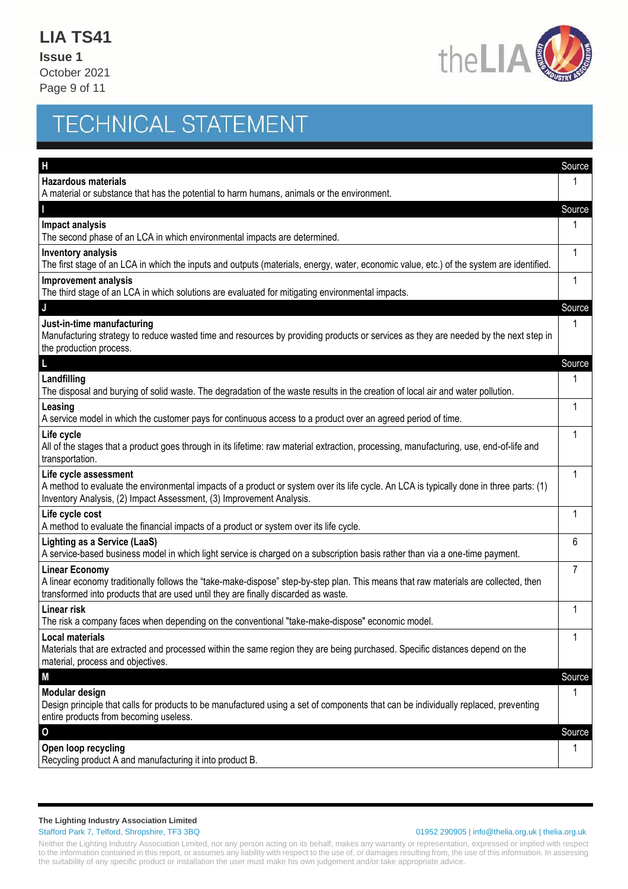# TECHNICAL STATEMENT

| H | Source |
|---|---|
| **Hazardous materials**<br>A material or substance that has the potential to harm humans, animals or the environment. | 1 |
| **I** | **Source** |
| **Impact analysis**<br>The second phase of an LCA in which environmental impacts are determined. | 1 |
| **Inventory analysis**<br>The first stage of an LCA in which the inputs and outputs (materials, energy, water, economic value, etc.) of the system are identified. | 1 |
| **Improvement analysis**<br>The third stage of an LCA in which solutions are evaluated for mitigating environmental impacts. | 1 |
| **J** | **Source** |
| **Just-in-time manufacturing**<br>Manufacturing strategy to reduce wasted time and resources by providing products or services as they are needed by the next step in the production process. | 1 |
| **L** | **Source** |
| **Landfilling**<br>The disposal and burying of solid waste. The degradation of the waste results in the creation of local air and water pollution. | 1 |
| **Leasing**<br>A service model in which the customer pays for continuous access to a product over an agreed period of time. | 1 |
| **Life cycle**<br>All of the stages that a product goes through in its lifetime: raw material extraction, processing, manufacturing, use, end-of-life and transportation. | 1 |
| **Life cycle assessment**<br>A method to evaluate the environmental impacts of a product or system over its life cycle. An LCA is typically done in three parts: (1) Inventory Analysis, (2) Impact Assessment, (3) Improvement Analysis. | 1 |
| **Life cycle cost**<br>A method to evaluate the financial impacts of a product or system over its life cycle. | 1 |
| **Lighting as a Service (LaaS)**<br>A service-based business model in which light service is charged on a subscription basis rather than via a one-time payment. | 6 |
| **Linear Economy**<br>A linear economy traditionally follows the "take-make-dispose" step-by-step plan. This means that raw materials are collected, then transformed into products that are used until they are finally discarded as waste. | 7 |
| **Linear risk**<br>The risk a company faces when depending on the conventional "take-make-dispose" economic model. | 1 |
| **Local materials**<br>Materials that are extracted and processed within the same region they are being purchased. Specific distances depend on the material, process and objectives. | 1 |
| **M** | **Source** |
| **Modular design**<br>Design principle that calls for products to be manufactured using a set of components that can be individually replaced, preventing entire products from becoming useless. | 1 |
| **O** | **Source** |
| **Open loop recycling**<br>Recycling product A and manufacturing it into product B. | 1 |

**The Lighting Industry Association Limited**
Stafford Park 7, Telford, Shropshire, TF3 3BQ
01952 290905 | info@thelia.org.uk | thelia.org.uk

Neither the Lighting Industry Association Limited, nor any person acting on its behalf, makes any warranty or representation, expressed or implied with respect to the information contained in this report, or assumes any liability with respect to the use of, or damages resulting from, the use of this information. In assessing the suitability of any specific product or installation the user must make his own judgement and/or take appropriate advice.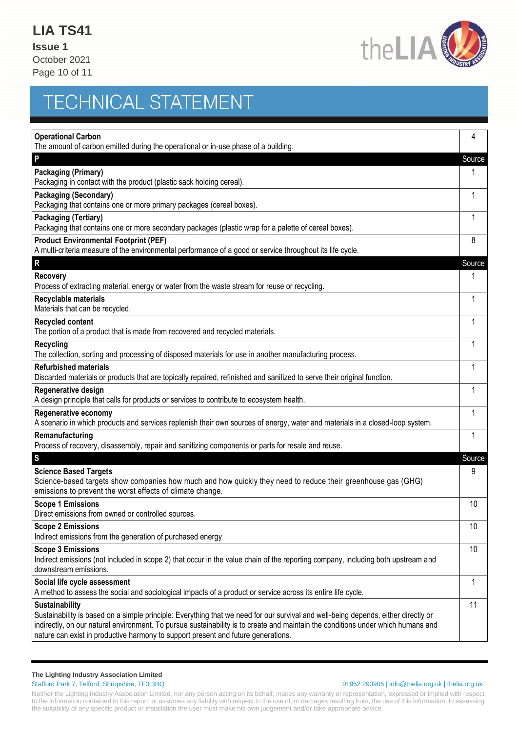| Term | Source |
|---|---|
| **Operational Carbon**<br>The amount of carbon emitted during the operational or in-use phase of a building. | 4 |
| **P** | **Source** |
| **Packaging (Primary)**<br>Packaging in contact with the product (plastic sack holding cereal). | 1 |
| **Packaging (Secondary)**<br>Packaging that contains one or more primary packages (cereal boxes). | 1 |
| **Packaging (Tertiary)**<br>Packaging that contains one or more secondary packages (plastic wrap for a palette of cereal boxes). | 1 |
| **Product Environmental Footprint (PEF)**<br>A multi-criteria measure of the environmental performance of a good or service throughout its life cycle. | 8 |
| **R** | **Source** |
| **Recovery**<br>Process of extracting material, energy or water from the waste stream for reuse or recycling. | 1 |
| **Recyclable materials**<br>Materials that can be recycled. | 1 |
| **Recycled content**<br>The portion of a product that is made from recovered and recycled materials. | 1 |
| **Recycling**<br>The collection, sorting and processing of disposed materials for use in another manufacturing process. | 1 |
| **Refurbished materials**<br>Discarded materials or products that are topically repaired, refinished and sanitized to serve their original function. | 1 |
| **Regenerative design**<br>A design principle that calls for products or services to contribute to ecosystem health. | 1 |
| **Regenerative economy**<br>A scenario in which products and services replenish their own sources of energy, water and materials in a closed-loop system. | 1 |
| **Remanufacturing**<br>Process of recovery, disassembly, repair and sanitizing components or parts for resale and reuse. | 1 |
| **S** | **Source** |
| **Science Based Targets**<br>Science-based targets show companies how much and how quickly they need to reduce their greenhouse gas (GHG) emissions to prevent the worst effects of climate change. | 9 |
| **Scope 1 Emissions**<br>Direct emissions from owned or controlled sources. | 10 |
| **Scope 2 Emissions**<br>Indirect emissions from the generation of purchased energy | 10 |
| **Scope 3 Emissions**<br>Indirect emissions (not included in scope 2) that occur in the value chain of the reporting company, including both upstream and downstream emissions. | 10 |
| **Social life cycle assessment**<br>A method to assess the social and sociological impacts of a product or service across its entire life cycle. | 1 |
| **Sustainability**<br>Sustainability is based on a simple principle: Everything that we need for our survival and well-being depends, either directly or indirectly, on our natural environment. To pursue sustainability is to create and maintain the conditions under which humans and nature can exist in productive harmony to support present and future generations. | 11 |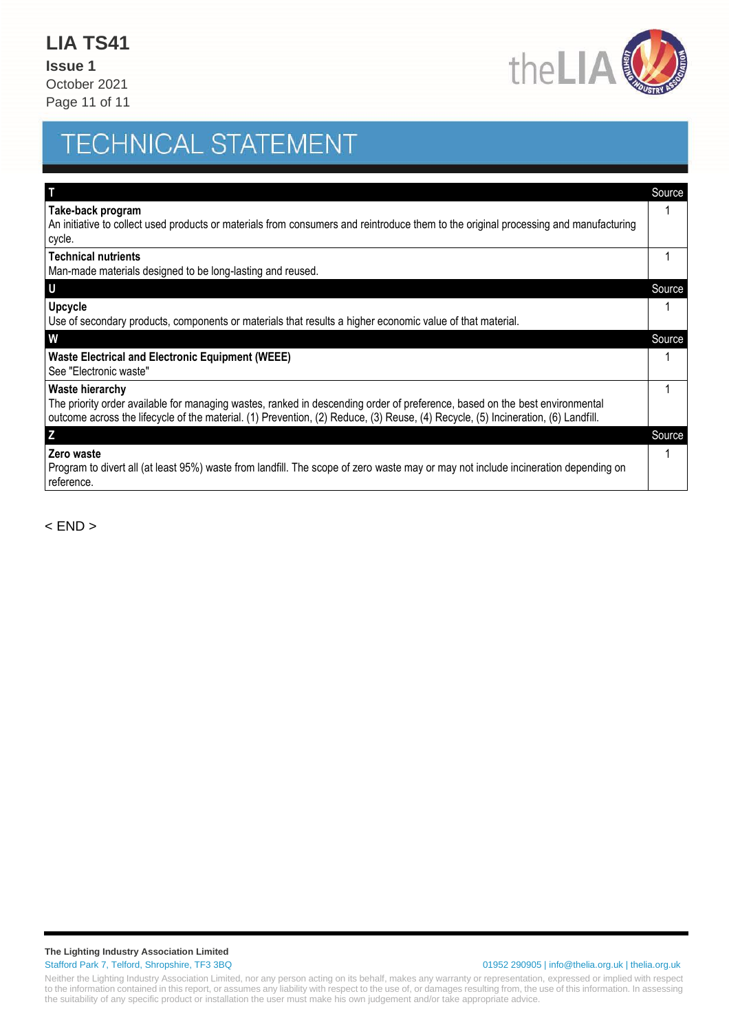# TECHNICAL STATEMENT

| T | Source |
|---|---|
| **Take-back program**<br>An initiative to collect used products or materials from consumers and reintroduce them to the original processing and manufacturing cycle. | 1 |
| **Technical nutrients**<br>Man-made materials designed to be long-lasting and reused. | 1 |
| **U** | **Source** |
| **Upcycle**<br>Use of secondary products, components or materials that results a higher economic value of that material. | 1 |
| **W** | **Source** |
| **Waste Electrical and Electronic Equipment (WEEE)**<br>See "Electronic waste" | 1 |
| **Waste hierarchy**<br>The priority order available for managing wastes, ranked in descending order of preference, based on the best environmental outcome across the lifecycle of the material. (1) Prevention, (2) Reduce, (3) Reuse, (4) Recycle, (5) Incineration, (6) Landfill. | 1 |
| **Z** | **Source** |
| **Zero waste**<br>Program to divert all (at least 95%) waste from landfill. The scope of zero waste may or may not include incineration depending on reference. | 1 |

< END >